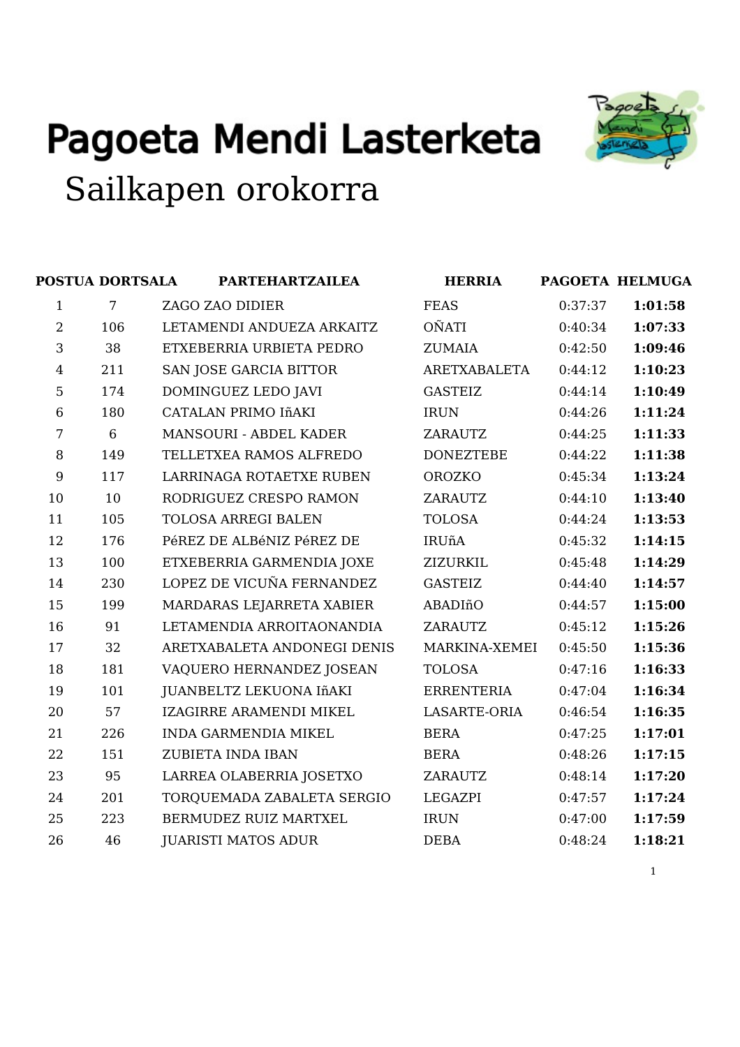# Pagoeta Mendi Lasterketa

## Sailkapen orokorra

| POSTUA | DORTSALA | PARTEHARTZAILEA | HERRIA | PAGOETA | HELMUGA |
|---|---|---|---|---|---|
| 1 | 7 | ZAGO ZAO DIDIER | FEAS | 0:37:37 | **1:01:58** |
| 2 | 106 | LETAMENDI ANDUEZA ARKAITZ | OÑATI | 0:40:34 | **1:07:33** |
| 3 | 38 | ETXEBERRIA URBIETA PEDRO | ZUMAIA | 0:42:50 | **1:09:46** |
| 4 | 211 | SAN JOSE GARCIA BITTOR | ARETXABALETA | 0:44:12 | **1:10:23** |
| 5 | 174 | DOMINGUEZ LEDO JAVI | GASTEIZ | 0:44:14 | **1:10:49** |
| 6 | 180 | CATALAN PRIMO IñAKI | IRUN | 0:44:26 | **1:11:24** |
| 7 | 6 | MANSOURI - ABDEL KADER | ZARAUTZ | 0:44:25 | **1:11:33** |
| 8 | 149 | TELLETXEA RAMOS ALFREDO | DONEZTEBE | 0:44:22 | **1:11:38** |
| 9 | 117 | LARRINAGA ROTAETXE RUBEN | OROZKO | 0:45:34 | **1:13:24** |
| 10 | 10 | RODRIGUEZ CRESPO RAMON | ZARAUTZ | 0:44:10 | **1:13:40** |
| 11 | 105 | TOLOSA ARREGI BALEN | TOLOSA | 0:44:24 | **1:13:53** |
| 12 | 176 | PéREZ DE ALBéNIZ PéREZ DE | IRUñA | 0:45:32 | **1:14:15** |
| 13 | 100 | ETXEBERRIA GARMENDIA JOXE | ZIZURKIL | 0:45:48 | **1:14:29** |
| 14 | 230 | LOPEZ DE VICUÑA FERNANDEZ | GASTEIZ | 0:44:40 | **1:14:57** |
| 15 | 199 | MARDARAS LEJARRETA XABIER | ABADIñO | 0:44:57 | **1:15:00** |
| 16 | 91 | LETAMENDIA ARROITAONANDIA | ZARAUTZ | 0:45:12 | **1:15:26** |
| 17 | 32 | ARETXABALETA ANDONEGI DENIS | MARKINA-XEMEI | 0:45:50 | **1:15:36** |
| 18 | 181 | VAQUERO HERNANDEZ JOSEAN | TOLOSA | 0:47:16 | **1:16:33** |
| 19 | 101 | JUANBELTZ LEKUONA IñAKI | ERRENTERIA | 0:47:04 | **1:16:34** |
| 20 | 57 | IZAGIRRE ARAMENDI MIKEL | LASARTE-ORIA | 0:46:54 | **1:16:35** |
| 21 | 226 | INDA GARMENDIA MIKEL | BERA | 0:47:25 | **1:17:01** |
| 22 | 151 | ZUBIETA INDA IBAN | BERA | 0:48:26 | **1:17:15** |
| 23 | 95 | LARREA OLABERRIA JOSETXO | ZARAUTZ | 0:48:14 | **1:17:20** |
| 24 | 201 | TORQUEMADA ZABALETA SERGIO | LEGAZPI | 0:47:57 | **1:17:24** |
| 25 | 223 | BERMUDEZ RUIZ MARTXEL | IRUN | 0:47:00 | **1:17:59** |
| 26 | 46 | JUARISTI MATOS ADUR | DEBA | 0:48:24 | **1:18:21** |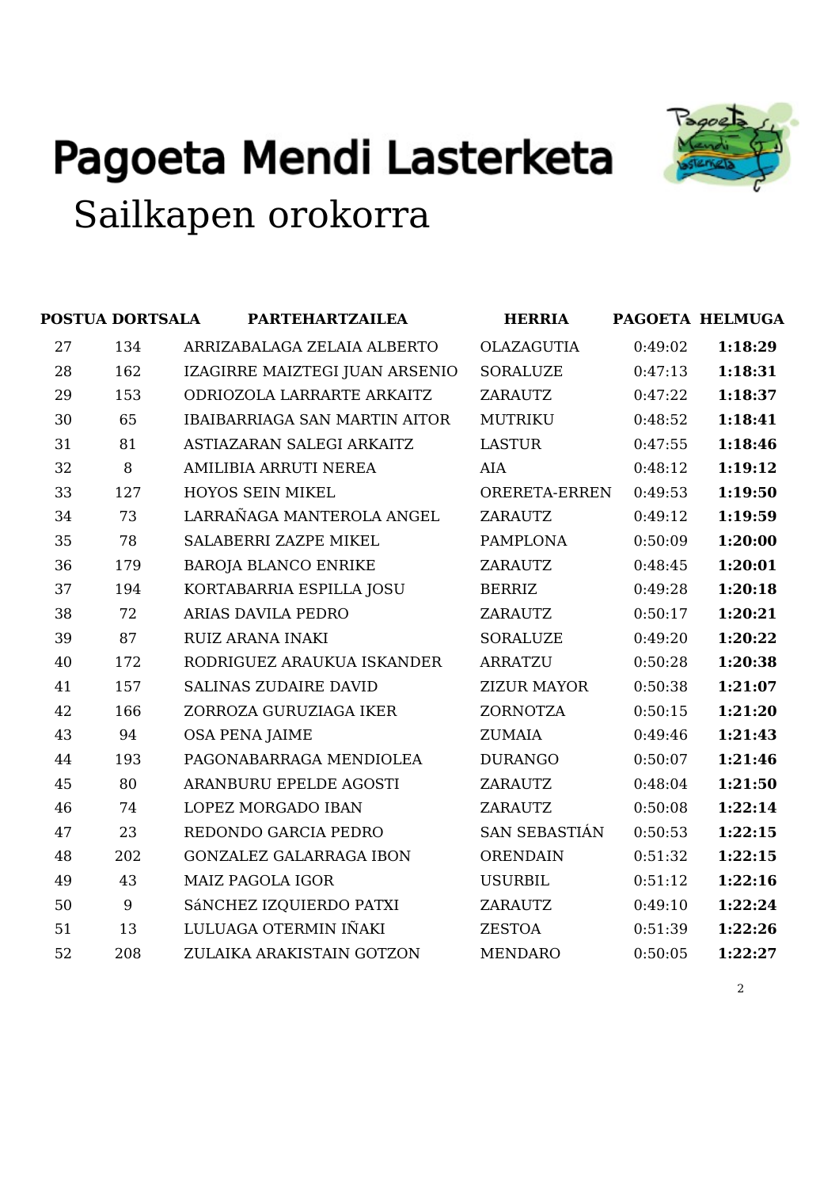# Pagoeta Mendi Lasterketa

## Sailkapen orokorra

| POSTUA | DORTSALA | PARTEHARTZAILEA | HERRIA | PAGOETA | HELMUGA |
|---|---|---|---|---|---|
| 27 | 134 | ARRIZABALAGA ZELAIA ALBERTO | OLAZAGUTIA | 0:49:02 | **1:18:29** |
| 28 | 162 | IZAGIRRE MAIZTEGI JUAN ARSENIO | SORALUZE | 0:47:13 | **1:18:31** |
| 29 | 153 | ODRIOZOLA LARRARTE ARKAITZ | ZARAUTZ | 0:47:22 | **1:18:37** |
| 30 | 65 | IBAIBARRIAGA SAN MARTIN AITOR | MUTRIKU | 0:48:52 | **1:18:41** |
| 31 | 81 | ASTIAZARAN SALEGI ARKAITZ | LASTUR | 0:47:55 | **1:18:46** |
| 32 | 8 | AMILIBIA ARRUTI NEREA | AIA | 0:48:12 | **1:19:12** |
| 33 | 127 | HOYOS SEIN MIKEL | ORERETA-ERREN | 0:49:53 | **1:19:50** |
| 34 | 73 | LARRAÑAGA MANTEROLA ANGEL | ZARAUTZ | 0:49:12 | **1:19:59** |
| 35 | 78 | SALABERRI ZAZPE MIKEL | PAMPLONA | 0:50:09 | **1:20:00** |
| 36 | 179 | BAROJA BLANCO ENRIKE | ZARAUTZ | 0:48:45 | **1:20:01** |
| 37 | 194 | KORTABARRIA ESPILLA JOSU | BERRIZ | 0:49:28 | **1:20:18** |
| 38 | 72 | ARIAS DAVILA PEDRO | ZARAUTZ | 0:50:17 | **1:20:21** |
| 39 | 87 | RUIZ ARANA INAKI | SORALUZE | 0:49:20 | **1:20:22** |
| 40 | 172 | RODRIGUEZ ARAUKUA ISKANDER | ARRATZU | 0:50:28 | **1:20:38** |
| 41 | 157 | SALINAS ZUDAIRE DAVID | ZIZUR MAYOR | 0:50:38 | **1:21:07** |
| 42 | 166 | ZORROZA GURUZIAGA IKER | ZORNOTZA | 0:50:15 | **1:21:20** |
| 43 | 94 | OSA PENA JAIME | ZUMAIA | 0:49:46 | **1:21:43** |
| 44 | 193 | PAGONABARRAGA MENDIOLEA | DURANGO | 0:50:07 | **1:21:46** |
| 45 | 80 | ARANBURU EPELDE AGOSTI | ZARAUTZ | 0:48:04 | **1:21:50** |
| 46 | 74 | LOPEZ MORGADO IBAN | ZARAUTZ | 0:50:08 | **1:22:14** |
| 47 | 23 | REDONDO GARCIA PEDRO | SAN SEBASTIÁN | 0:50:53 | **1:22:15** |
| 48 | 202 | GONZALEZ GALARRAGA IBON | ORENDAIN | 0:51:32 | **1:22:15** |
| 49 | 43 | MAIZ PAGOLA IGOR | USURBIL | 0:51:12 | **1:22:16** |
| 50 | 9 | SáNCHEZ IZQUIERDO PATXI | ZARAUTZ | 0:49:10 | **1:22:24** |
| 51 | 13 | LULUAGA OTERMIN IÑAKI | ZESTOA | 0:51:39 | **1:22:26** |
| 52 | 208 | ZULAIKA ARAKISTAIN GOTZON | MENDARO | 0:50:05 | **1:22:27** |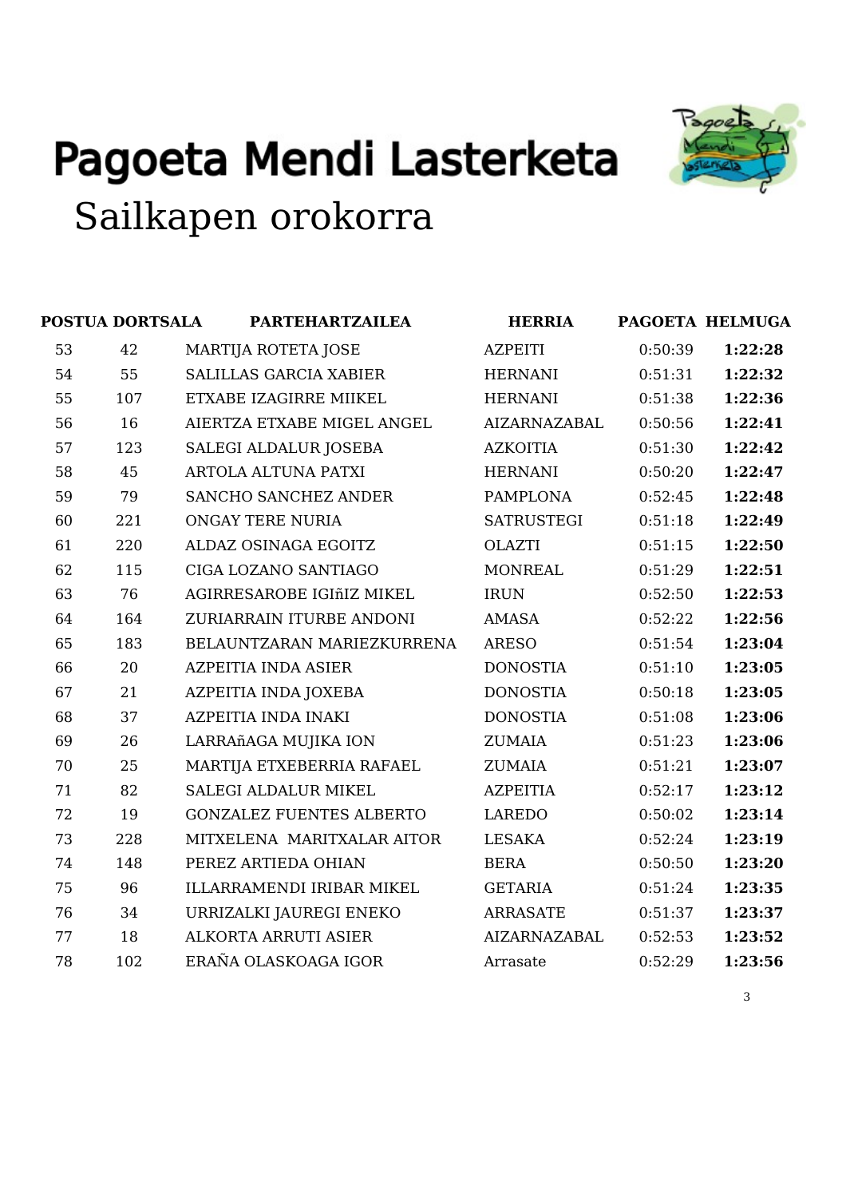# Pagoeta Mendi Lasterketa

## Sailkapen orokorra

| POSTUA | DORTSALA | PARTEHARTZAILEA | HERRIA | PAGOETA | HELMUGA |
|---|---|---|---|---|---|
| 53 | 42 | MARTIJA ROTETA JOSE | AZPEITI | 0:50:39 | **1:22:28** |
| 54 | 55 | SALILLAS GARCIA XABIER | HERNANI | 0:51:31 | **1:22:32** |
| 55 | 107 | ETXABE IZAGIRRE MIIKEL | HERNANI | 0:51:38 | **1:22:36** |
| 56 | 16 | AIERTZA ETXABE MIGEL ANGEL | AIZARNAZABAL | 0:50:56 | **1:22:41** |
| 57 | 123 | SALEGI ALDALUR JOSEBA | AZKOITIA | 0:51:30 | **1:22:42** |
| 58 | 45 | ARTOLA ALTUNA PATXI | HERNANI | 0:50:20 | **1:22:47** |
| 59 | 79 | SANCHO SANCHEZ ANDER | PAMPLONA | 0:52:45 | **1:22:48** |
| 60 | 221 | ONGAY TERE NURIA | SATRUSTEGI | 0:51:18 | **1:22:49** |
| 61 | 220 | ALDAZ OSINAGA EGOITZ | OLAZTI | 0:51:15 | **1:22:50** |
| 62 | 115 | CIGA LOZANO SANTIAGO | MONREAL | 0:51:29 | **1:22:51** |
| 63 | 76 | AGIRRESAROBE IGIñIZ MIKEL | IRUN | 0:52:50 | **1:22:53** |
| 64 | 164 | ZURIARRAIN ITURBE ANDONI | AMASA | 0:52:22 | **1:22:56** |
| 65 | 183 | BELAUNTZARAN MARIEZKURRENA | ARESO | 0:51:54 | **1:23:04** |
| 66 | 20 | AZPEITIA INDA ASIER | DONOSTIA | 0:51:10 | **1:23:05** |
| 67 | 21 | AZPEITIA INDA JOXEBA | DONOSTIA | 0:50:18 | **1:23:05** |
| 68 | 37 | AZPEITIA INDA INAKI | DONOSTIA | 0:51:08 | **1:23:06** |
| 69 | 26 | LARRAñAGA MUJIKA ION | ZUMAIA | 0:51:23 | **1:23:06** |
| 70 | 25 | MARTIJA ETXEBERRIA RAFAEL | ZUMAIA | 0:51:21 | **1:23:07** |
| 71 | 82 | SALEGI ALDALUR MIKEL | AZPEITIA | 0:52:17 | **1:23:12** |
| 72 | 19 | GONZALEZ FUENTES ALBERTO | LAREDO | 0:50:02 | **1:23:14** |
| 73 | 228 | MITXELENA MARITXALAR AITOR | LESAKA | 0:52:24 | **1:23:19** |
| 74 | 148 | PEREZ ARTIEDA OHIAN | BERA | 0:50:50 | **1:23:20** |
| 75 | 96 | ILLARRAMENDI IRIBAR MIKEL | GETARIA | 0:51:24 | **1:23:35** |
| 76 | 34 | URRIZALKI JAUREGI ENEKO | ARRASATE | 0:51:37 | **1:23:37** |
| 77 | 18 | ALKORTA ARRUTI ASIER | AIZARNAZABAL | 0:52:53 | **1:23:52** |
| 78 | 102 | ERAÑA OLASKOAGA IGOR | Arrasate | 0:52:29 | **1:23:56** |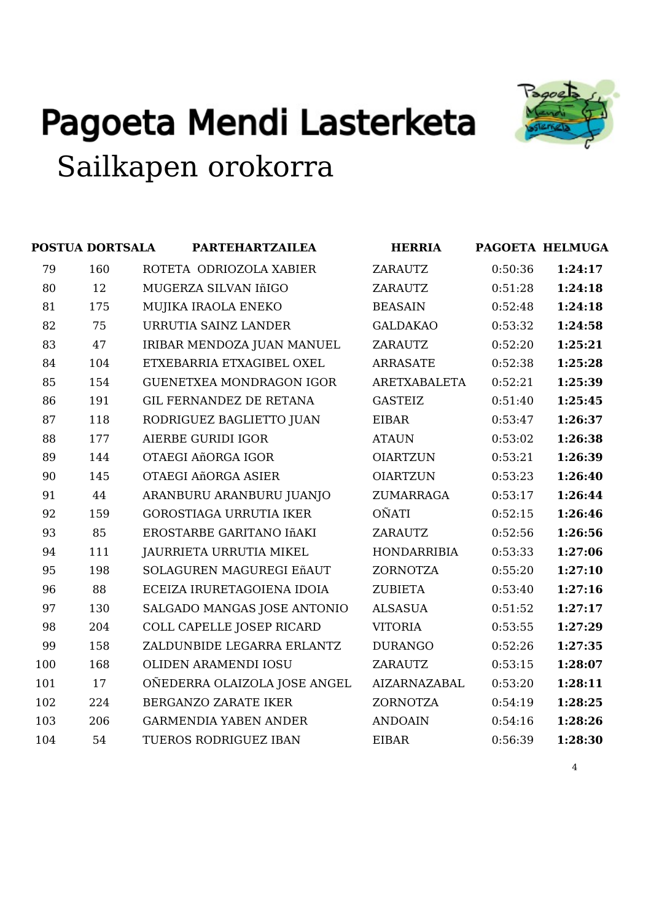# Pagoeta Mendi Lasterketa

## Sailkapen orokorra

| POSTUA | DORTSALA | PARTEHARTZAILEA | HERRIA | PAGOETA | HELMUGA |
|---|---|---|---|---|---|
| 79 | 160 | ROTETA ODRIOZOLA XABIER | ZARAUTZ | 0:50:36 | **1:24:17** |
| 80 | 12 | MUGERZA SILVAN IñIGO | ZARAUTZ | 0:51:28 | **1:24:18** |
| 81 | 175 | MUJIKA IRAOLA ENEKO | BEASAIN | 0:52:48 | **1:24:18** |
| 82 | 75 | URRUTIA SAINZ LANDER | GALDAKAO | 0:53:32 | **1:24:58** |
| 83 | 47 | IRIBAR MENDOZA JUAN MANUEL | ZARAUTZ | 0:52:20 | **1:25:21** |
| 84 | 104 | ETXEBARRIA ETXAGIBEL OXEL | ARRASATE | 0:52:38 | **1:25:28** |
| 85 | 154 | GUENETXEA MONDRAGON IGOR | ARETXABALETA | 0:52:21 | **1:25:39** |
| 86 | 191 | GIL FERNANDEZ DE RETANA | GASTEIZ | 0:51:40 | **1:25:45** |
| 87 | 118 | RODRIGUEZ BAGLIETTO JUAN | EIBAR | 0:53:47 | **1:26:37** |
| 88 | 177 | AIERBE GURIDI IGOR | ATAUN | 0:53:02 | **1:26:38** |
| 89 | 144 | OTAEGI AñORGA IGOR | OIARTZUN | 0:53:21 | **1:26:39** |
| 90 | 145 | OTAEGI AñORGA ASIER | OIARTZUN | 0:53:23 | **1:26:40** |
| 91 | 44 | ARANBURU ARANBURU JUANJO | ZUMARRAGA | 0:53:17 | **1:26:44** |
| 92 | 159 | GOROSTIAGA URRUTIA IKER | OÑATI | 0:52:15 | **1:26:46** |
| 93 | 85 | EROSTARBE GARITANO IñAKI | ZARAUTZ | 0:52:56 | **1:26:56** |
| 94 | 111 | JAURRIETA URRUTIA MIKEL | HONDARRIBIA | 0:53:33 | **1:27:06** |
| 95 | 198 | SOLAGUREN MAGUREGI EñAUT | ZORNOTZA | 0:55:20 | **1:27:10** |
| 96 | 88 | ECEIZA IRURETAGOIENA IDOIA | ZUBIETA | 0:53:40 | **1:27:16** |
| 97 | 130 | SALGADO MANGAS JOSE ANTONIO | ALSASUA | 0:51:52 | **1:27:17** |
| 98 | 204 | COLL CAPELLE JOSEP RICARD | VITORIA | 0:53:55 | **1:27:29** |
| 99 | 158 | ZALDUNBIDE LEGARRA ERLANTZ | DURANGO | 0:52:26 | **1:27:35** |
| 100 | 168 | OLIDEN ARAMENDI IOSU | ZARAUTZ | 0:53:15 | **1:28:07** |
| 101 | 17 | OÑEDERRA OLAIZOLA JOSE ANGEL | AIZARNAZABAL | 0:53:20 | **1:28:11** |
| 102 | 224 | BERGANZO ZARATE IKER | ZORNOTZA | 0:54:19 | **1:28:25** |
| 103 | 206 | GARMENDIA YABEN ANDER | ANDOAIN | 0:54:16 | **1:28:26** |
| 104 | 54 | TUEROS RODRIGUEZ IBAN | EIBAR | 0:56:39 | **1:28:30** |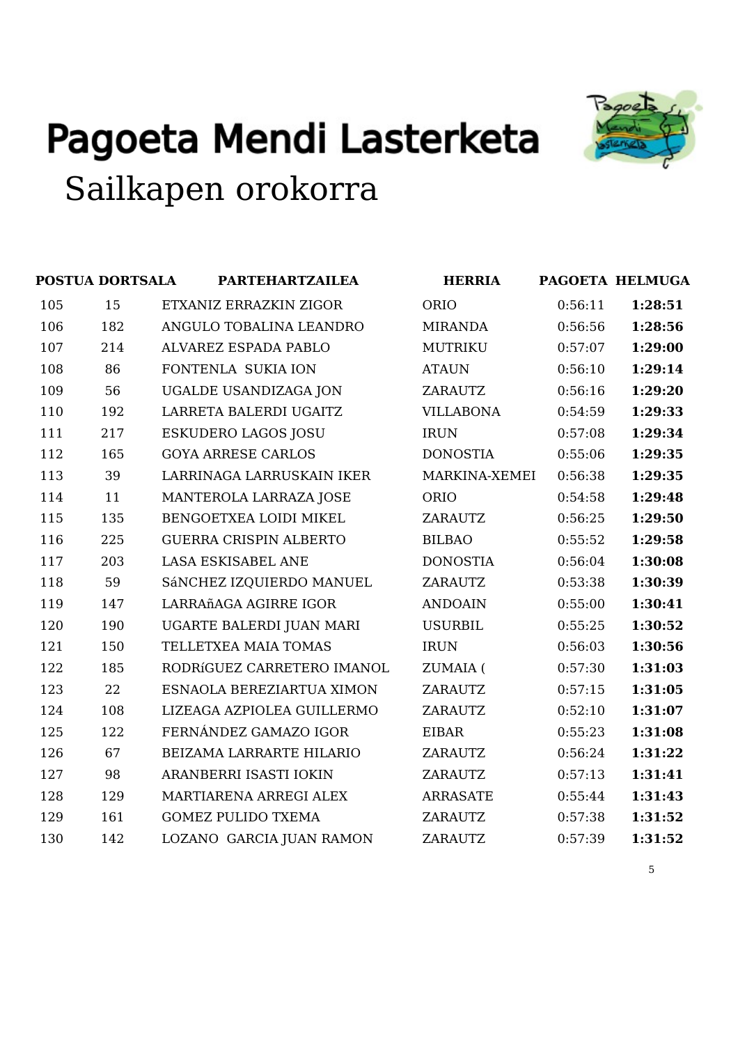# Pagoeta Mendi Lasterketa

## Sailkapen orokorra

| POSTUA | DORTSALA | PARTEHARTZAILEA | HERRIA | PAGOETA | HELMUGA |
|---|---|---|---|---|---|
| 105 | 15 | ETXANIZ ERRAZKIN ZIGOR | ORIO | 0:56:11 | **1:28:51** |
| 106 | 182 | ANGULO TOBALINA LEANDRO | MIRANDA | 0:56:56 | **1:28:56** |
| 107 | 214 | ALVAREZ ESPADA PABLO | MUTRIKU | 0:57:07 | **1:29:00** |
| 108 | 86 | FONTENLA  SUKIA ION | ATAUN | 0:56:10 | **1:29:14** |
| 109 | 56 | UGALDE USANDIZAGA JON | ZARAUTZ | 0:56:16 | **1:29:20** |
| 110 | 192 | LARRETA BALERDI UGAITZ | VILLABONA | 0:54:59 | **1:29:33** |
| 111 | 217 | ESKUDERO LAGOS JOSU | IRUN | 0:57:08 | **1:29:34** |
| 112 | 165 | GOYA ARRESE CARLOS | DONOSTIA | 0:55:06 | **1:29:35** |
| 113 | 39 | LARRINAGA LARRUSKAIN IKER | MARKINA-XEMEI | 0:56:38 | **1:29:35** |
| 114 | 11 | MANTEROLA LARRAZA JOSE | ORIO | 0:54:58 | **1:29:48** |
| 115 | 135 | BENGOETXEA LOIDI MIKEL | ZARAUTZ | 0:56:25 | **1:29:50** |
| 116 | 225 | GUERRA CRISPIN ALBERTO | BILBAO | 0:55:52 | **1:29:58** |
| 117 | 203 | LASA ESKISABEL ANE | DONOSTIA | 0:56:04 | **1:30:08** |
| 118 | 59 | SáNCHEZ IZQUIERDO MANUEL | ZARAUTZ | 0:53:38 | **1:30:39** |
| 119 | 147 | LARRAñAGA AGIRRE IGOR | ANDOAIN | 0:55:00 | **1:30:41** |
| 120 | 190 | UGARTE BALERDI JUAN MARI | USURBIL | 0:55:25 | **1:30:52** |
| 121 | 150 | TELLETXEA MAIA TOMAS | IRUN | 0:56:03 | **1:30:56** |
| 122 | 185 | RODRíGUEZ CARRETERO IMANOL | ZUMAIA ( | 0:57:30 | **1:31:03** |
| 123 | 22 | ESNAOLA BEREZIARTUA XIMON | ZARAUTZ | 0:57:15 | **1:31:05** |
| 124 | 108 | LIZEAGA AZPIOLEA GUILLERMO | ZARAUTZ | 0:52:10 | **1:31:07** |
| 125 | 122 | FERNÁNDEZ GAMAZO IGOR | EIBAR | 0:55:23 | **1:31:08** |
| 126 | 67 | BEIZAMA LARRARTE HILARIO | ZARAUTZ | 0:56:24 | **1:31:22** |
| 127 | 98 | ARANBERRI ISASTI IOKIN | ZARAUTZ | 0:57:13 | **1:31:41** |
| 128 | 129 | MARTIARENA ARREGI ALEX | ARRASATE | 0:55:44 | **1:31:43** |
| 129 | 161 | GOMEZ PULIDO TXEMA | ZARAUTZ | 0:57:38 | **1:31:52** |
| 130 | 142 | LOZANO  GARCIA JUAN RAMON | ZARAUTZ | 0:57:39 | **1:31:52** |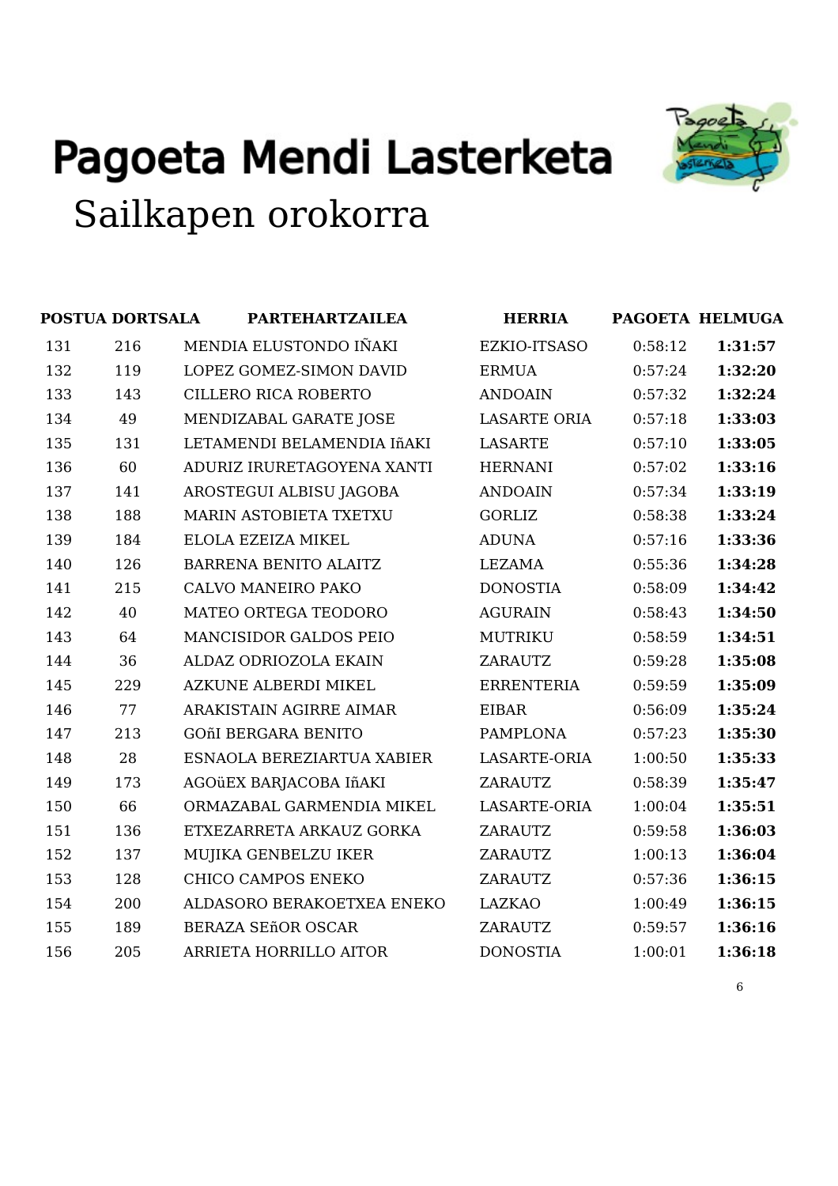# Pagoeta Mendi Lasterketa

## Sailkapen orokorra

| POSTUA | DORTSALA | PARTEHARTZAILEA | HERRIA | PAGOETA | HELMUGA |
|---|---|---|---|---|---|
| 131 | 216 | MENDIA ELUSTONDO IÑAKI | EZKIO-ITSASO | 0:58:12 | **1:31:57** |
| 132 | 119 | LOPEZ GOMEZ-SIMON DAVID | ERMUA | 0:57:24 | **1:32:20** |
| 133 | 143 | CILLERO RICA ROBERTO | ANDOAIN | 0:57:32 | **1:32:24** |
| 134 | 49 | MENDIZABAL GARATE JOSE | LASARTE ORIA | 0:57:18 | **1:33:03** |
| 135 | 131 | LETAMENDI BELAMENDIA IñAKI | LASARTE | 0:57:10 | **1:33:05** |
| 136 | 60 | ADURIZ IRURETAGOYENA XANTI | HERNANI | 0:57:02 | **1:33:16** |
| 137 | 141 | AROSTEGUI ALBISU JAGOBA | ANDOAIN | 0:57:34 | **1:33:19** |
| 138 | 188 | MARIN ASTOBIETA TXETXU | GORLIZ | 0:58:38 | **1:33:24** |
| 139 | 184 | ELOLA EZEIZA MIKEL | ADUNA | 0:57:16 | **1:33:36** |
| 140 | 126 | BARRENA BENITO ALAITZ | LEZAMA | 0:55:36 | **1:34:28** |
| 141 | 215 | CALVO MANEIRO PAKO | DONOSTIA | 0:58:09 | **1:34:42** |
| 142 | 40 | MATEO ORTEGA TEODORO | AGURAIN | 0:58:43 | **1:34:50** |
| 143 | 64 | MANCISIDOR GALDOS PEIO | MUTRIKU | 0:58:59 | **1:34:51** |
| 144 | 36 | ALDAZ ODRIOZOLA EKAIN | ZARAUTZ | 0:59:28 | **1:35:08** |
| 145 | 229 | AZKUNE ALBERDI MIKEL | ERRENTERIA | 0:59:59 | **1:35:09** |
| 146 | 77 | ARAKISTAIN AGIRRE AIMAR | EIBAR | 0:56:09 | **1:35:24** |
| 147 | 213 | GOñI BERGARA BENITO | PAMPLONA | 0:57:23 | **1:35:30** |
| 148 | 28 | ESNAOLA BEREZIARTUA XABIER | LASARTE-ORIA | 1:00:50 | **1:35:33** |
| 149 | 173 | AGOüEX BARJACOBA IñAKI | ZARAUTZ | 0:58:39 | **1:35:47** |
| 150 | 66 | ORMAZABAL GARMENDIA MIKEL | LASARTE-ORIA | 1:00:04 | **1:35:51** |
| 151 | 136 | ETXEZARRETA ARKAUZ GORKA | ZARAUTZ | 0:59:58 | **1:36:03** |
| 152 | 137 | MUJIKA GENBELZU IKER | ZARAUTZ | 1:00:13 | **1:36:04** |
| 153 | 128 | CHICO CAMPOS ENEKO | ZARAUTZ | 0:57:36 | **1:36:15** |
| 154 | 200 | ALDASORO BERAKOETXEA ENEKO | LAZKAO | 1:00:49 | **1:36:15** |
| 155 | 189 | BERAZA SEñOR OSCAR | ZARAUTZ | 0:59:57 | **1:36:16** |
| 156 | 205 | ARRIETA HORRILLO AITOR | DONOSTIA | 1:00:01 | **1:36:18** |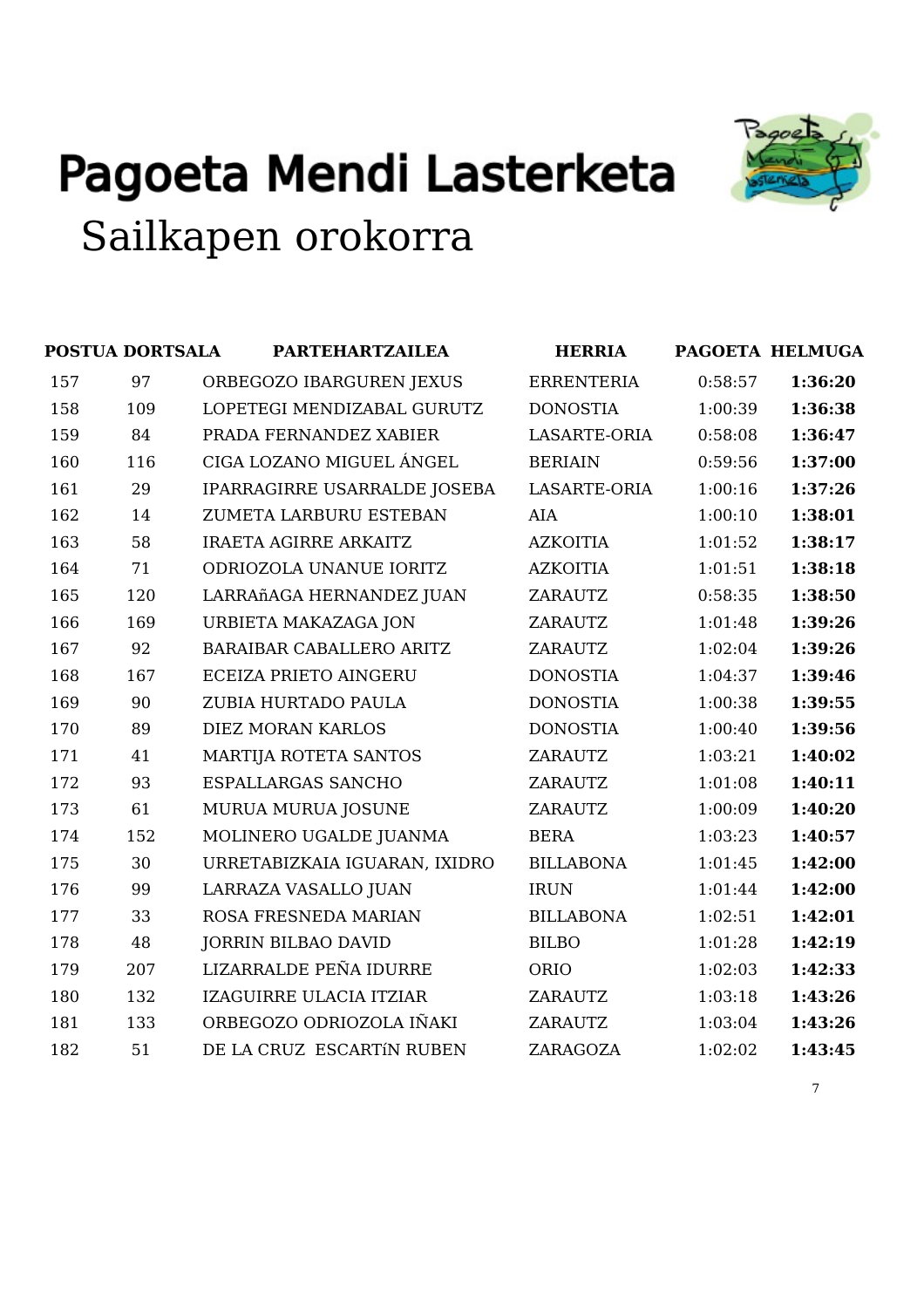# Pagoeta Mendi Lasterketa

## Sailkapen orokorra

| POSTUA | DORTSALA | PARTEHARTZAILEA | HERRIA | PAGOETA | HELMUGA |
|---|---|---|---|---|---|
| 157 | 97 | ORBEGOZO IBARGUREN JEXUS | ERRENTERIA | 0:58:57 | **1:36:20** |
| 158 | 109 | LOPETEGI MENDIZABAL GURUTZ | DONOSTIA | 1:00:39 | **1:36:38** |
| 159 | 84 | PRADA FERNANDEZ XABIER | LASARTE-ORIA | 0:58:08 | **1:36:47** |
| 160 | 116 | CIGA LOZANO MIGUEL ÁNGEL | BERIAIN | 0:59:56 | **1:37:00** |
| 161 | 29 | IPARRAGIRRE USARRALDE JOSEBA | LASARTE-ORIA | 1:00:16 | **1:37:26** |
| 162 | 14 | ZUMETA LARBURU ESTEBAN | AIA | 1:00:10 | **1:38:01** |
| 163 | 58 | IRAETA AGIRRE ARKAITZ | AZKOITIA | 1:01:52 | **1:38:17** |
| 164 | 71 | ODRIOZOLA UNANUE IORITZ | AZKOITIA | 1:01:51 | **1:38:18** |
| 165 | 120 | LARRAñAGA HERNANDEZ JUAN | ZARAUTZ | 0:58:35 | **1:38:50** |
| 166 | 169 | URBIETA MAKAZAGA JON | ZARAUTZ | 1:01:48 | **1:39:26** |
| 167 | 92 | BARAIBAR CABALLERO ARITZ | ZARAUTZ | 1:02:04 | **1:39:26** |
| 168 | 167 | ECEIZA PRIETO AINGERU | DONOSTIA | 1:04:37 | **1:39:46** |
| 169 | 90 | ZUBIA HURTADO PAULA | DONOSTIA | 1:00:38 | **1:39:55** |
| 170 | 89 | DIEZ MORAN KARLOS | DONOSTIA | 1:00:40 | **1:39:56** |
| 171 | 41 | MARTIJA ROTETA SANTOS | ZARAUTZ | 1:03:21 | **1:40:02** |
| 172 | 93 | ESPALLARGAS SANCHO | ZARAUTZ | 1:01:08 | **1:40:11** |
| 173 | 61 | MURUA MURUA JOSUNE | ZARAUTZ | 1:00:09 | **1:40:20** |
| 174 | 152 | MOLINERO UGALDE JUANMA | BERA | 1:03:23 | **1:40:57** |
| 175 | 30 | URRETABIZKAIA IGUARAN, IXIDRO | BILLABONA | 1:01:45 | **1:42:00** |
| 176 | 99 | LARRAZA VASALLO JUAN | IRUN | 1:01:44 | **1:42:00** |
| 177 | 33 | ROSA FRESNEDA MARIAN | BILLABONA | 1:02:51 | **1:42:01** |
| 178 | 48 | JORRIN BILBAO DAVID | BILBO | 1:01:28 | **1:42:19** |
| 179 | 207 | LIZARRALDE PEÑA IDURRE | ORIO | 1:02:03 | **1:42:33** |
| 180 | 132 | IZAGUIRRE ULACIA ITZIAR | ZARAUTZ | 1:03:18 | **1:43:26** |
| 181 | 133 | ORBEGOZO ODRIOZOLA IÑAKI | ZARAUTZ | 1:03:04 | **1:43:26** |
| 182 | 51 | DE LA CRUZ ESCARTíN RUBEN | ZARAGOZA | 1:02:02 | **1:43:45** |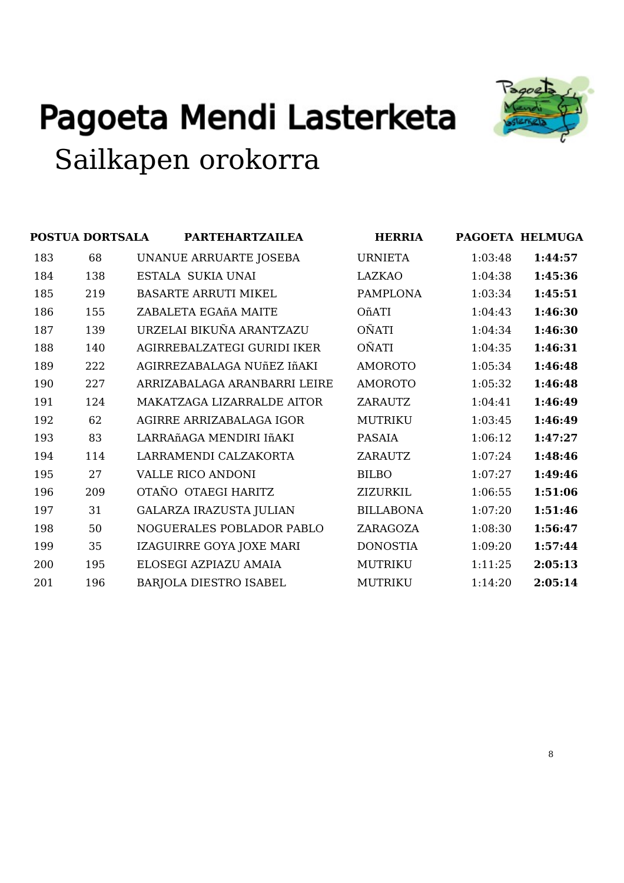# Pagoeta Mendi Lasterketa

## Sailkapen orokorra

| POSTUA | DORTSALA | PARTEHARTZAILEA | HERRIA | PAGOETA | HELMUGA |
|---|---|---|---|---|---|
| 183 | 68 | UNANUE ARRUARTE JOSEBA | URNIETA | 1:03:48 | **1:44:57** |
| 184 | 138 | ESTALA  SUKIA UNAI | LAZKAO | 1:04:38 | **1:45:36** |
| 185 | 219 | BASARTE ARRUTI MIKEL | PAMPLONA | 1:03:34 | **1:45:51** |
| 186 | 155 | ZABALETA EGAñA MAITE | OñATI | 1:04:43 | **1:46:30** |
| 187 | 139 | URZELAI BIKUÑA ARANTZAZU | OÑATI | 1:04:34 | **1:46:30** |
| 188 | 140 | AGIRREBALZATEGI GURIDI IKER | OÑATI | 1:04:35 | **1:46:31** |
| 189 | 222 | AGIRREZABALAGA NUñEZ IñAKI | AMOROTO | 1:05:34 | **1:46:48** |
| 190 | 227 | ARRIZABALAGA ARANBARRI LEIRE | AMOROTO | 1:05:32 | **1:46:48** |
| 191 | 124 | MAKATZAGA LIZARRALDE AITOR | ZARAUTZ | 1:04:41 | **1:46:49** |
| 192 | 62 | AGIRRE ARRIZABALAGA IGOR | MUTRIKU | 1:03:45 | **1:46:49** |
| 193 | 83 | LARRAñAGA MENDIRI IñAKI | PASAIA | 1:06:12 | **1:47:27** |
| 194 | 114 | LARRAMENDI CALZAKORTA | ZARAUTZ | 1:07:24 | **1:48:46** |
| 195 | 27 | VALLE RICO ANDONI | BILBO | 1:07:27 | **1:49:46** |
| 196 | 209 | OTAÑO  OTAEGI HARITZ | ZIZURKIL | 1:06:55 | **1:51:06** |
| 197 | 31 | GALARZA IRAZUSTA JULIAN | BILLABONA | 1:07:20 | **1:51:46** |
| 198 | 50 | NOGUERALES POBLADOR PABLO | ZARAGOZA | 1:08:30 | **1:56:47** |
| 199 | 35 | IZAGUIRRE GOYA JOXE MARI | DONOSTIA | 1:09:20 | **1:57:44** |
| 200 | 195 | ELOSEGI AZPIAZU AMAIA | MUTRIKU | 1:11:25 | **2:05:13** |
| 201 | 196 | BARJOLA DIESTRO ISABEL | MUTRIKU | 1:14:20 | **2:05:14** |